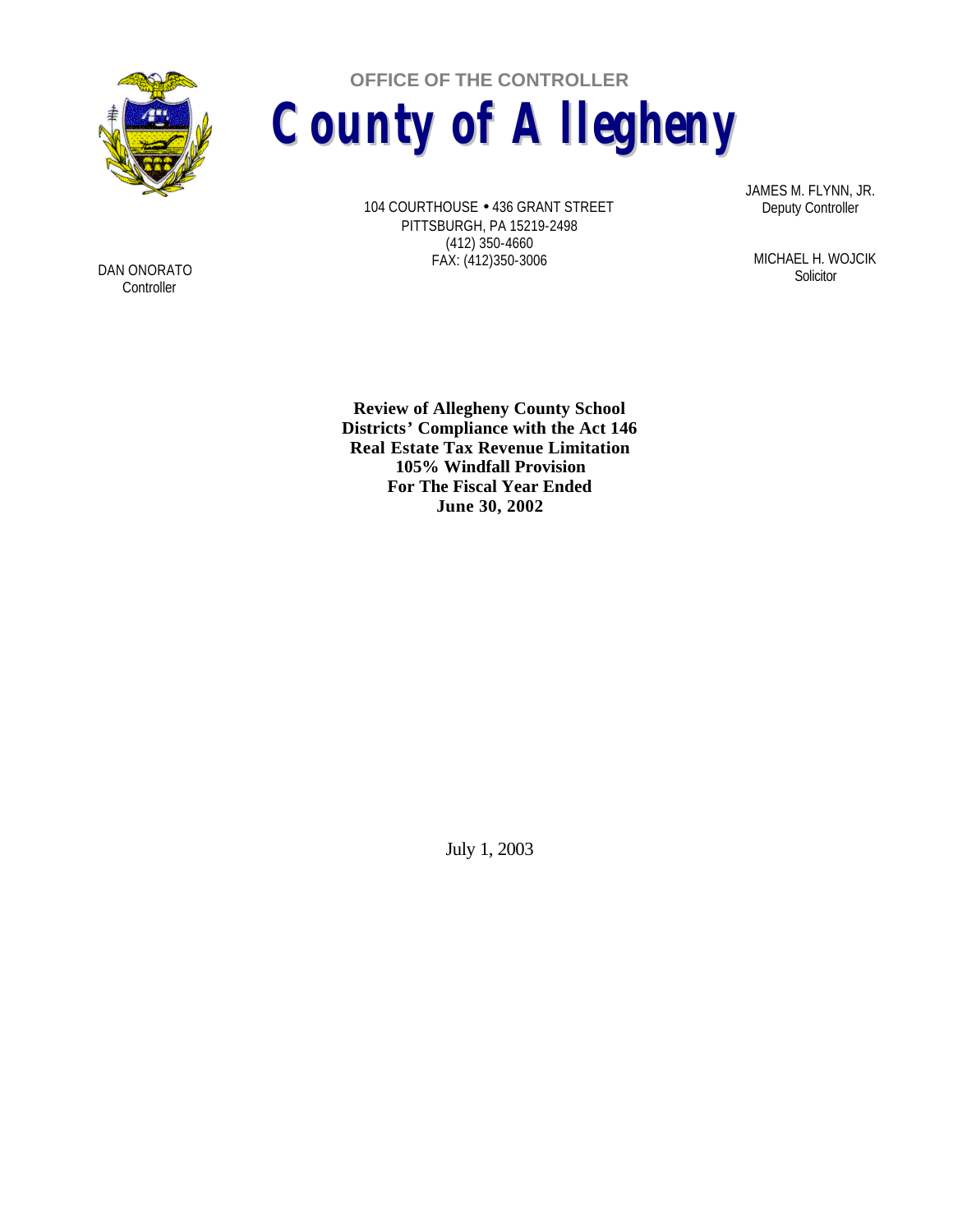OFFICE OF THE CONTROLLER

# County of Allegheny

104 COURTHOUSE • 436 GRANT STREET
PITTSBURGH, PA 15219-2498
(412) 350-4660
FAX: (412)350-3006

JAMES M. FLYNN, JR.
Deputy Controller

MICHAEL H. WOJCIK
Solicitor

DAN ONORATO
Controller

**Review of Allegheny County School Districts' Compliance with the Act 146 Real Estate Tax Revenue Limitation 105% Windfall Provision For The Fiscal Year Ended June 30, 2002**

July 1, 2003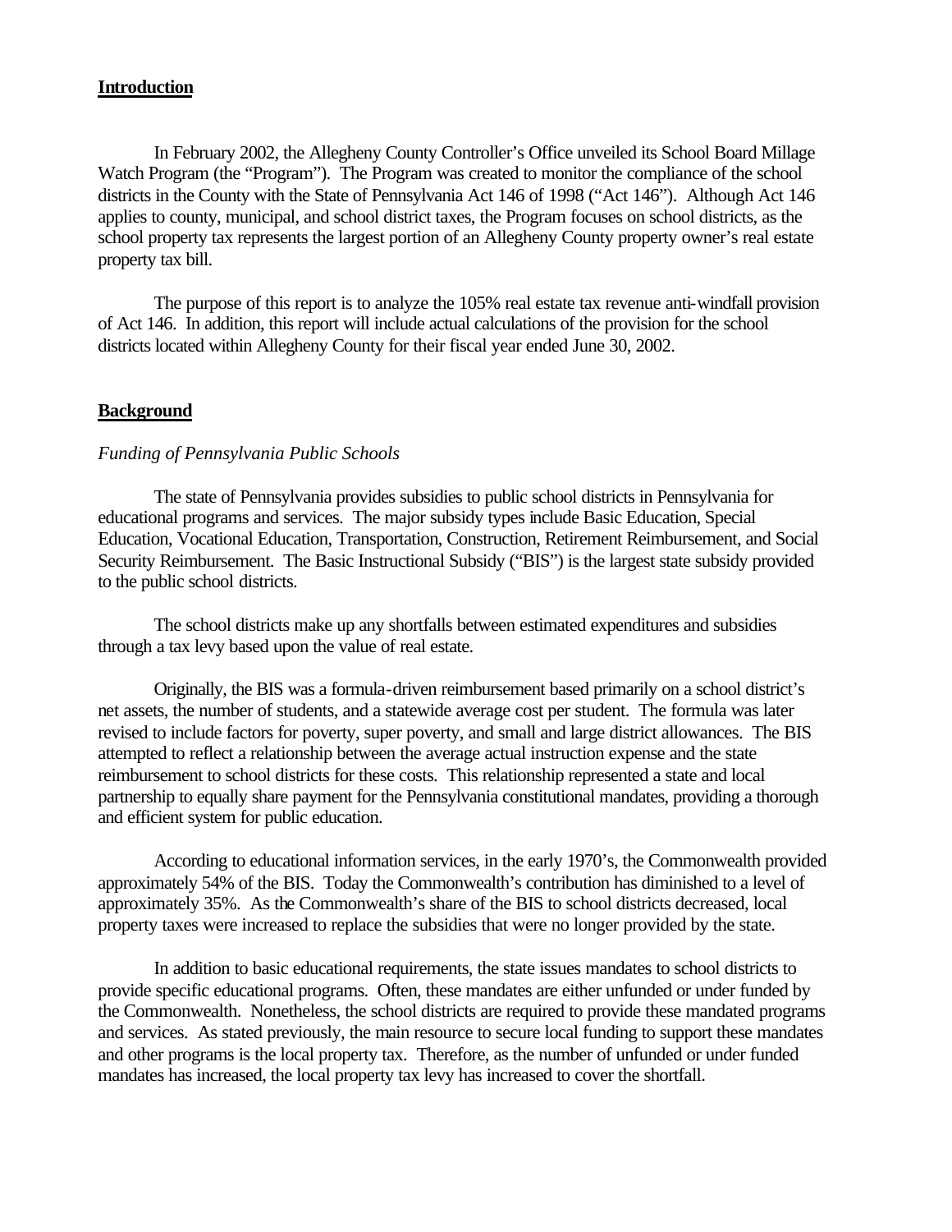## Introduction

In February 2002, the Allegheny County Controller's Office unveiled its School Board Millage Watch Program (the "Program"). The Program was created to monitor the compliance of the school districts in the County with the State of Pennsylvania Act 146 of 1998 ("Act 146"). Although Act 146 applies to county, municipal, and school district taxes, the Program focuses on school districts, as the school property tax represents the largest portion of an Allegheny County property owner's real estate property tax bill.

The purpose of this report is to analyze the 105% real estate tax revenue anti-windfall provision of Act 146. In addition, this report will include actual calculations of the provision for the school districts located within Allegheny County for their fiscal year ended June 30, 2002.

## Background

### *Funding of Pennsylvania Public Schools*

The state of Pennsylvania provides subsidies to public school districts in Pennsylvania for educational programs and services. The major subsidy types include Basic Education, Special Education, Vocational Education, Transportation, Construction, Retirement Reimbursement, and Social Security Reimbursement. The Basic Instructional Subsidy ("BIS") is the largest state subsidy provided to the public school districts.

The school districts make up any shortfalls between estimated expenditures and subsidies through a tax levy based upon the value of real estate.

Originally, the BIS was a formula-driven reimbursement based primarily on a school district's net assets, the number of students, and a statewide average cost per student. The formula was later revised to include factors for poverty, super poverty, and small and large district allowances. The BIS attempted to reflect a relationship between the average actual instruction expense and the state reimbursement to school districts for these costs. This relationship represented a state and local partnership to equally share payment for the Pennsylvania constitutional mandates, providing a thorough and efficient system for public education.

According to educational information services, in the early 1970's, the Commonwealth provided approximately 54% of the BIS. Today the Commonwealth's contribution has diminished to a level of approximately 35%. As the Commonwealth's share of the BIS to school districts decreased, local property taxes were increased to replace the subsidies that were no longer provided by the state.

In addition to basic educational requirements, the state issues mandates to school districts to provide specific educational programs. Often, these mandates are either unfunded or under funded by the Commonwealth. Nonetheless, the school districts are required to provide these mandated programs and services. As stated previously, the main resource to secure local funding to support these mandates and other programs is the local property tax. Therefore, as the number of unfunded or under funded mandates has increased, the local property tax levy has increased to cover the shortfall.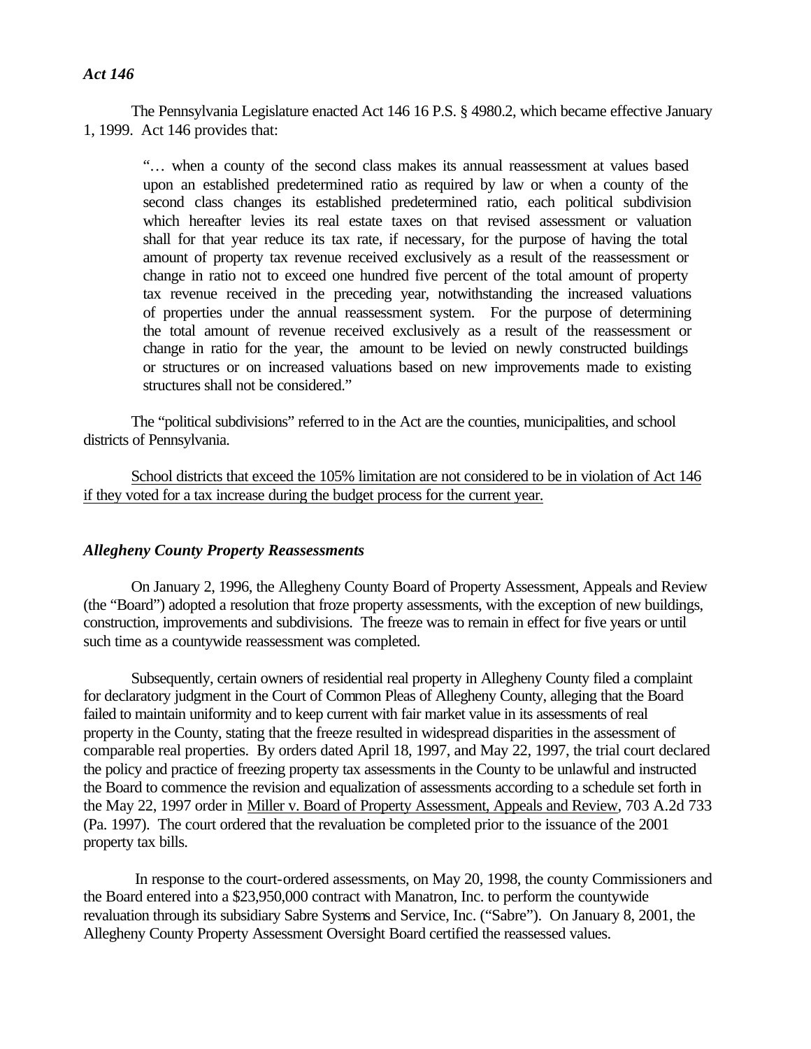### *Act 146*

The Pennsylvania Legislature enacted Act 146 16 P.S. § 4980.2, which became effective January 1, 1999. Act 146 provides that:

> "… when a county of the second class makes its annual reassessment at values based upon an established predetermined ratio as required by law or when a county of the second class changes its established predetermined ratio, each political subdivision which hereafter levies its real estate taxes on that revised assessment or valuation shall for that year reduce its tax rate, if necessary, for the purpose of having the total amount of property tax revenue received exclusively as a result of the reassessment or change in ratio not to exceed one hundred five percent of the total amount of property tax revenue received in the preceding year, notwithstanding the increased valuations of properties under the annual reassessment system. For the purpose of determining the total amount of revenue received exclusively as a result of the reassessment or change in ratio for the year, the amount to be levied on newly constructed buildings or structures or on increased valuations based on new improvements made to existing structures shall not be considered."

The "political subdivisions" referred to in the Act are the counties, municipalities, and school districts of Pennsylvania.

<u>School districts that exceed the 105% limitation are not considered to be in violation of Act 146 if they voted for a tax increase during the budget process for the current year.</u>

### *Allegheny County Property Reassessments*

On January 2, 1996, the Allegheny County Board of Property Assessment, Appeals and Review (the "Board") adopted a resolution that froze property assessments, with the exception of new buildings, construction, improvements and subdivisions. The freeze was to remain in effect for five years or until such time as a countywide reassessment was completed.

Subsequently, certain owners of residential real property in Allegheny County filed a complaint for declaratory judgment in the Court of Common Pleas of Allegheny County, alleging that the Board failed to maintain uniformity and to keep current with fair market value in its assessments of real property in the County, stating that the freeze resulted in widespread disparities in the assessment of comparable real properties. By orders dated April 18, 1997, and May 22, 1997, the trial court declared the policy and practice of freezing property tax assessments in the County to be unlawful and instructed the Board to commence the revision and equalization of assessments according to a schedule set forth in the May 22, 1997 order in <u>Miller v. Board of Property Assessment, Appeals and Review</u>, 703 A.2d 733 (Pa. 1997). The court ordered that the revaluation be completed prior to the issuance of the 2001 property tax bills.

In response to the court-ordered assessments, on May 20, 1998, the county Commissioners and the Board entered into a $23,950,000 contract with Manatron, Inc. to perform the countywide revaluation through its subsidiary Sabre Systems and Service, Inc. ("Sabre"). On January 8, 2001, the Allegheny County Property Assessment Oversight Board certified the reassessed values.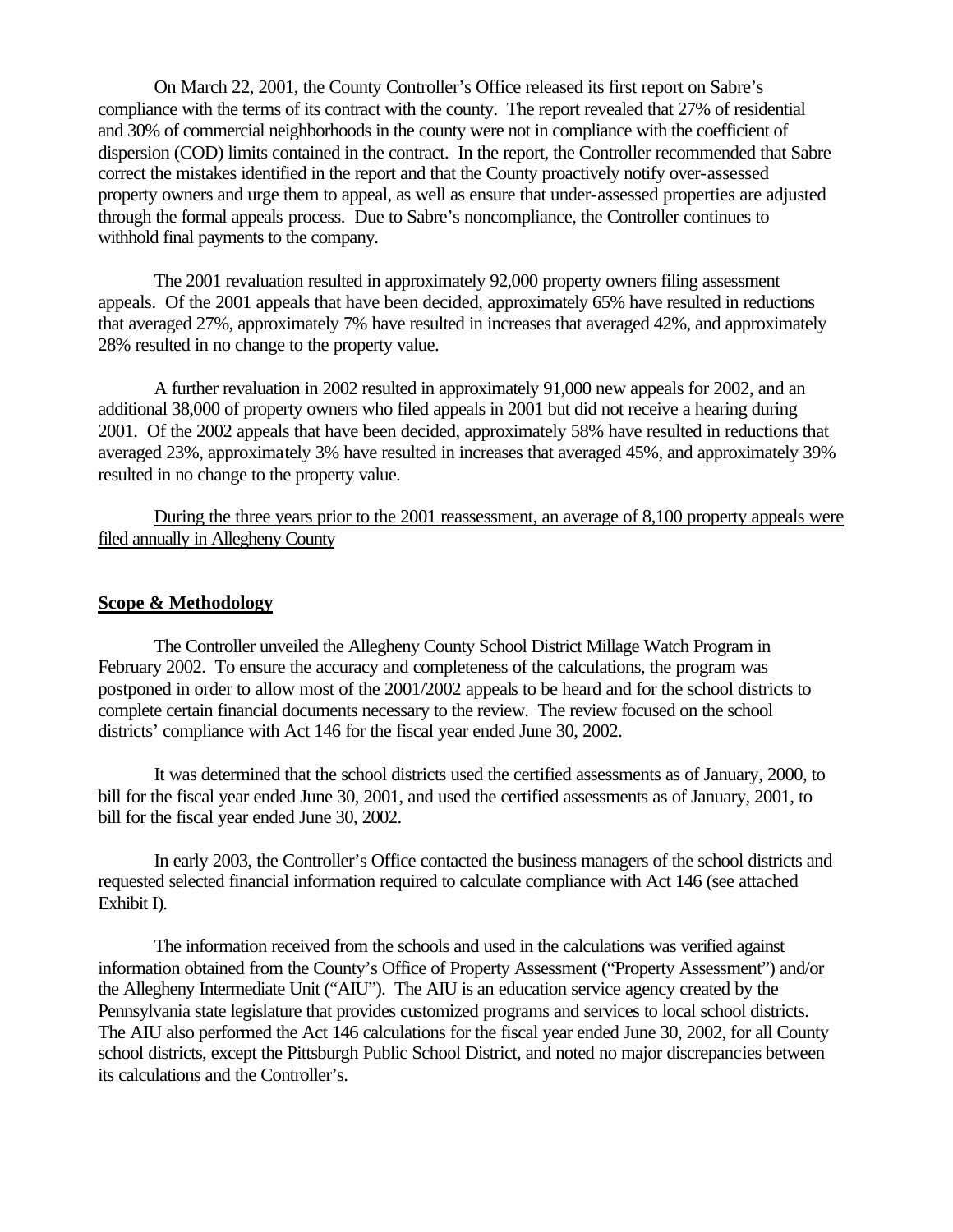On March 22, 2001, the County Controller's Office released its first report on Sabre's compliance with the terms of its contract with the county. The report revealed that 27% of residential and 30% of commercial neighborhoods in the county were not in compliance with the coefficient of dispersion (COD) limits contained in the contract. In the report, the Controller recommended that Sabre correct the mistakes identified in the report and that the County proactively notify over-assessed property owners and urge them to appeal, as well as ensure that under-assessed properties are adjusted through the formal appeals process. Due to Sabre's noncompliance, the Controller continues to withhold final payments to the company.

The 2001 revaluation resulted in approximately 92,000 property owners filing assessment appeals. Of the 2001 appeals that have been decided, approximately 65% have resulted in reductions that averaged 27%, approximately 7% have resulted in increases that averaged 42%, and approximately 28% resulted in no change to the property value.

A further revaluation in 2002 resulted in approximately 91,000 new appeals for 2002, and an additional 38,000 of property owners who filed appeals in 2001 but did not receive a hearing during 2001. Of the 2002 appeals that have been decided, approximately 58% have resulted in reductions that averaged 23%, approximately 3% have resulted in increases that averaged 45%, and approximately 39% resulted in no change to the property value.

<u>During the three years prior to the 2001 reassessment, an average of 8,100 property appeals were filed annually in Allegheny County</u>

## <u>Scope & Methodology</u>

The Controller unveiled the Allegheny County School District Millage Watch Program in February 2002. To ensure the accuracy and completeness of the calculations, the program was postponed in order to allow most of the 2001/2002 appeals to be heard and for the school districts to complete certain financial documents necessary to the review. The review focused on the school districts' compliance with Act 146 for the fiscal year ended June 30, 2002.

It was determined that the school districts used the certified assessments as of January, 2000, to bill for the fiscal year ended June 30, 2001, and used the certified assessments as of January, 2001, to bill for the fiscal year ended June 30, 2002.

In early 2003, the Controller's Office contacted the business managers of the school districts and requested selected financial information required to calculate compliance with Act 146 (see attached Exhibit I).

The information received from the schools and used in the calculations was verified against information obtained from the County's Office of Property Assessment ("Property Assessment") and/or the Allegheny Intermediate Unit ("AIU"). The AIU is an education service agency created by the Pennsylvania state legislature that provides customized programs and services to local school districts. The AIU also performed the Act 146 calculations for the fiscal year ended June 30, 2002, for all County school districts, except the Pittsburgh Public School District, and noted no major discrepancies between its calculations and the Controller's.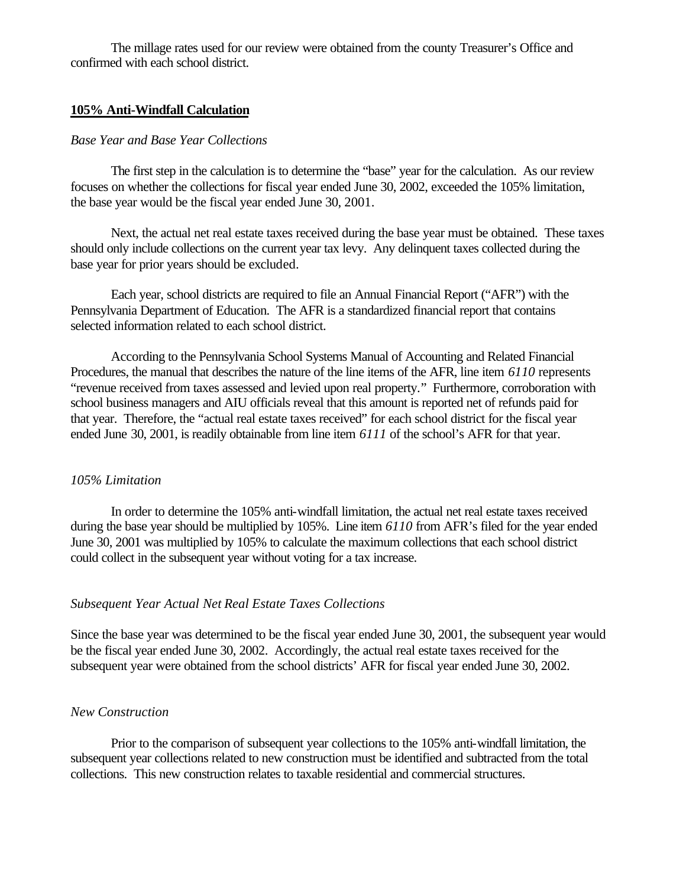The millage rates used for our review were obtained from the county Treasurer's Office and confirmed with each school district.

**105% Anti-Windfall Calculation**

*Base Year and Base Year Collections*

The first step in the calculation is to determine the "base" year for the calculation. As our review focuses on whether the collections for fiscal year ended June 30, 2002, exceeded the 105% limitation, the base year would be the fiscal year ended June 30, 2001.

Next, the actual net real estate taxes received during the base year must be obtained. These taxes should only include collections on the current year tax levy. Any delinquent taxes collected during the base year for prior years should be excluded.

Each year, school districts are required to file an Annual Financial Report ("AFR") with the Pennsylvania Department of Education. The AFR is a standardized financial report that contains selected information related to each school district.

According to the Pennsylvania School Systems Manual of Accounting and Related Financial Procedures, the manual that describes the nature of the line items of the AFR, line item *6110* represents "revenue received from taxes assessed and levied upon real property." Furthermore, corroboration with school business managers and AIU officials reveal that this amount is reported net of refunds paid for that year. Therefore, the "actual real estate taxes received" for each school district for the fiscal year ended June 30, 2001, is readily obtainable from line item *6111* of the school's AFR for that year.

*105% Limitation*

In order to determine the 105% anti-windfall limitation, the actual net real estate taxes received during the base year should be multiplied by 105%. Line item *6110* from AFR's filed for the year ended June 30, 2001 was multiplied by 105% to calculate the maximum collections that each school district could collect in the subsequent year without voting for a tax increase.

*Subsequent Year Actual Net Real Estate Taxes Collections*

Since the base year was determined to be the fiscal year ended June 30, 2001, the subsequent year would be the fiscal year ended June 30, 2002. Accordingly, the actual real estate taxes received for the subsequent year were obtained from the school districts' AFR for fiscal year ended June 30, 2002.

*New Construction*

Prior to the comparison of subsequent year collections to the 105% anti-windfall limitation, the subsequent year collections related to new construction must be identified and subtracted from the total collections. This new construction relates to taxable residential and commercial structures.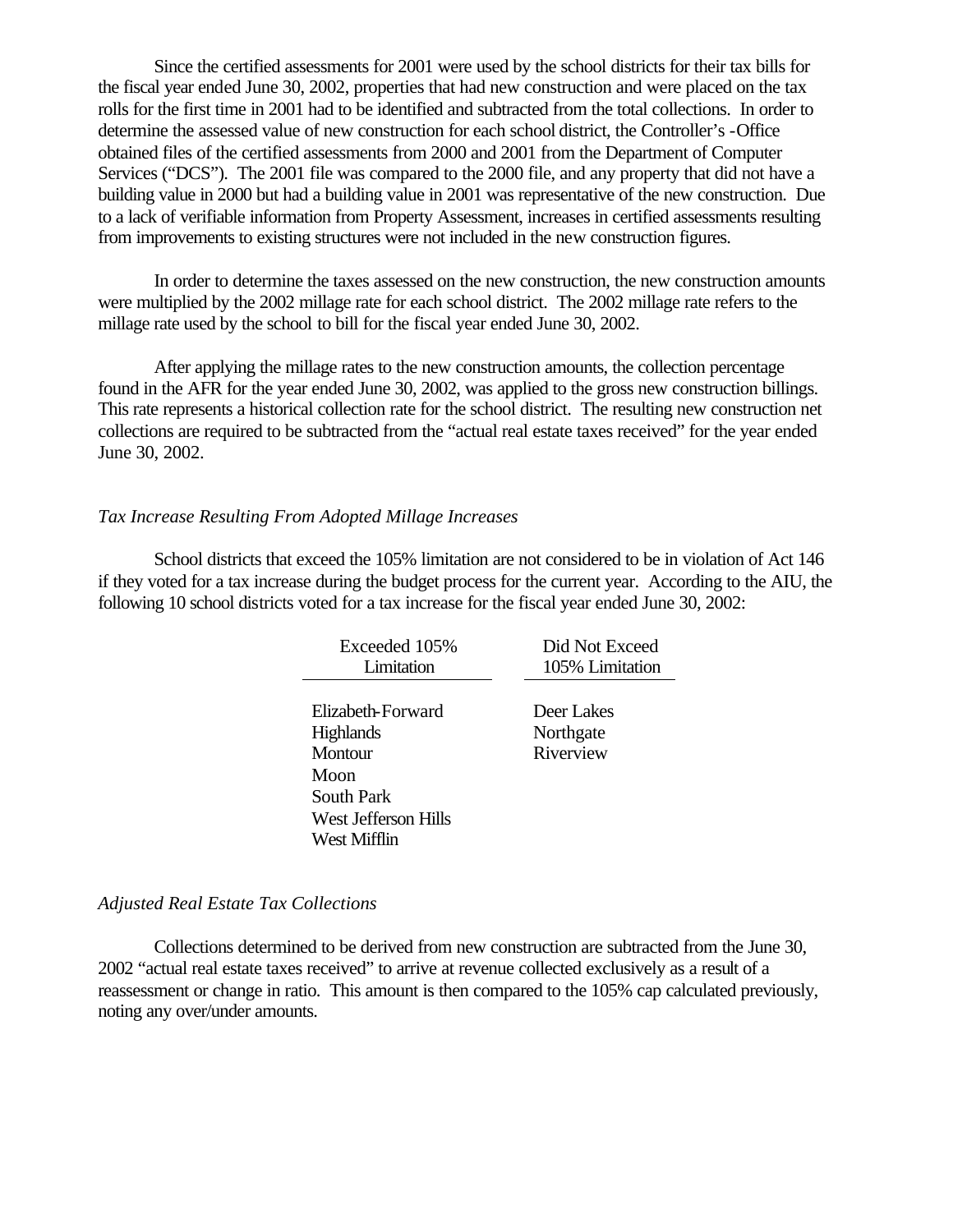Since the certified assessments for 2001 were used by the school districts for their tax bills for the fiscal year ended June 30, 2002, properties that had new construction and were placed on the tax rolls for the first time in 2001 had to be identified and subtracted from the total collections. In order to determine the assessed value of new construction for each school district, the Controller's -Office obtained files of the certified assessments from 2000 and 2001 from the Department of Computer Services ("DCS"). The 2001 file was compared to the 2000 file, and any property that did not have a building value in 2000 but had a building value in 2001 was representative of the new construction. Due to a lack of verifiable information from Property Assessment, increases in certified assessments resulting from improvements to existing structures were not included in the new construction figures.

In order to determine the taxes assessed on the new construction, the new construction amounts were multiplied by the 2002 millage rate for each school district. The 2002 millage rate refers to the millage rate used by the school to bill for the fiscal year ended June 30, 2002.

After applying the millage rates to the new construction amounts, the collection percentage found in the AFR for the year ended June 30, 2002, was applied to the gross new construction billings. This rate represents a historical collection rate for the school district. The resulting new construction net collections are required to be subtracted from the "actual real estate taxes received" for the year ended June 30, 2002.

*Tax Increase Resulting From Adopted Millage Increases*

School districts that exceed the 105% limitation are not considered to be in violation of Act 146 if they voted for a tax increase during the budget process for the current year. According to the AIU, the following 10 school districts voted for a tax increase for the fiscal year ended June 30, 2002:

| Exceeded 105% Limitation | Did Not Exceed 105% Limitation |
|---|---|
| Elizabeth-Forward | Deer Lakes |
| Highlands | Northgate |
| Montour | Riverview |
| Moon | |
| South Park | |
| West Jefferson Hills | |
| West Mifflin | |

*Adjusted Real Estate Tax Collections*

Collections determined to be derived from new construction are subtracted from the June 30, 2002 "actual real estate taxes received" to arrive at revenue collected exclusively as a result of a reassessment or change in ratio. This amount is then compared to the 105% cap calculated previously, noting any over/under amounts.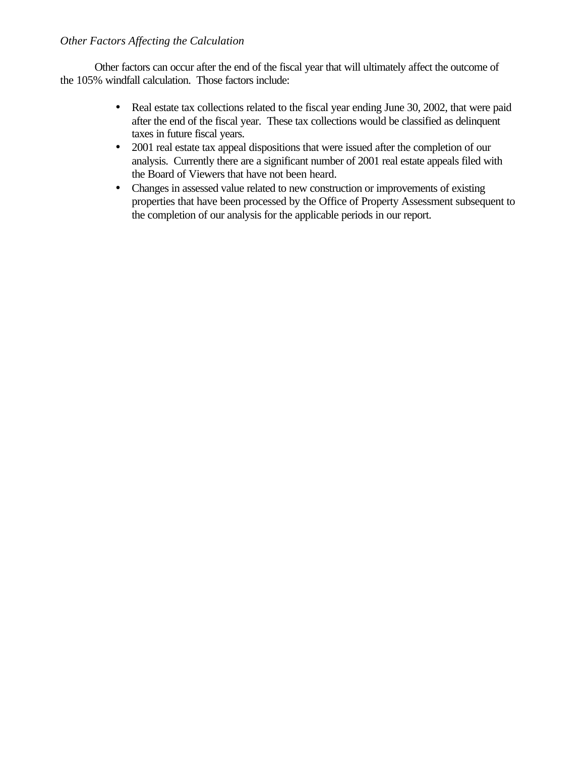*Other Factors Affecting the Calculation*

Other factors can occur after the end of the fiscal year that will ultimately affect the outcome of the 105% windfall calculation. Those factors include:

- Real estate tax collections related to the fiscal year ending June 30, 2002, that were paid after the end of the fiscal year. These tax collections would be classified as delinquent taxes in future fiscal years.
- 2001 real estate tax appeal dispositions that were issued after the completion of our analysis. Currently there are a significant number of 2001 real estate appeals filed with the Board of Viewers that have not been heard.
- Changes in assessed value related to new construction or improvements of existing properties that have been processed by the Office of Property Assessment subsequent to the completion of our analysis for the applicable periods in our report.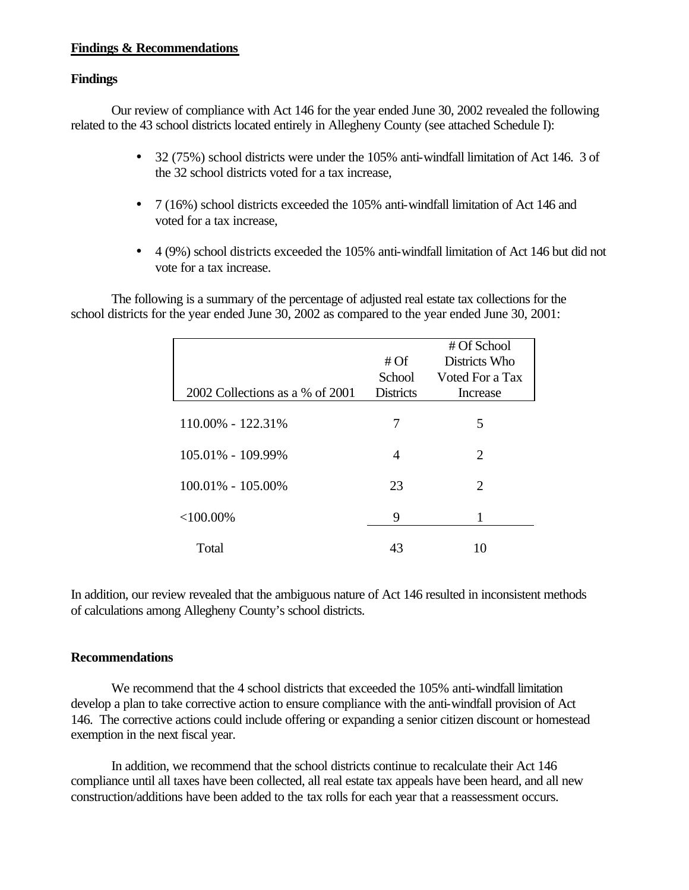**Findings & Recommendations**

**Findings**

Our review of compliance with Act 146 for the year ended June 30, 2002 revealed the following related to the 43 school districts located entirely in Allegheny County (see attached Schedule I):

- 32 (75%) school districts were under the 105% anti-windfall limitation of Act 146. 3 of the 32 school districts voted for a tax increase,
- 7 (16%) school districts exceeded the 105% anti-windfall limitation of Act 146 and voted for a tax increase,
- 4 (9%) school districts exceeded the 105% anti-windfall limitation of Act 146 but did not vote for a tax increase.

The following is a summary of the percentage of adjusted real estate tax collections for the school districts for the year ended June 30, 2002 as compared to the year ended June 30, 2001:

| 2002 Collections as a % of 2001 | # Of School Districts | # Of School Districts Who Voted For a Tax Increase |
|---|---|---|
| 110.00% - 122.31% | 7 | 5 |
| 105.01% - 109.99% | 4 | 2 |
| 100.01% - 105.00% | 23 | 2 |
| <100.00% | 9 | 1 |
| Total | 43 | 10 |

In addition, our review revealed that the ambiguous nature of Act 146 resulted in inconsistent methods of calculations among Allegheny County's school districts.

**Recommendations**

We recommend that the 4 school districts that exceeded the 105% anti-windfall limitation develop a plan to take corrective action to ensure compliance with the anti-windfall provision of Act 146. The corrective actions could include offering or expanding a senior citizen discount or homestead exemption in the next fiscal year.

In addition, we recommend that the school districts continue to recalculate their Act 146 compliance until all taxes have been collected, all real estate tax appeals have been heard, and all new construction/additions have been added to the tax rolls for each year that a reassessment occurs.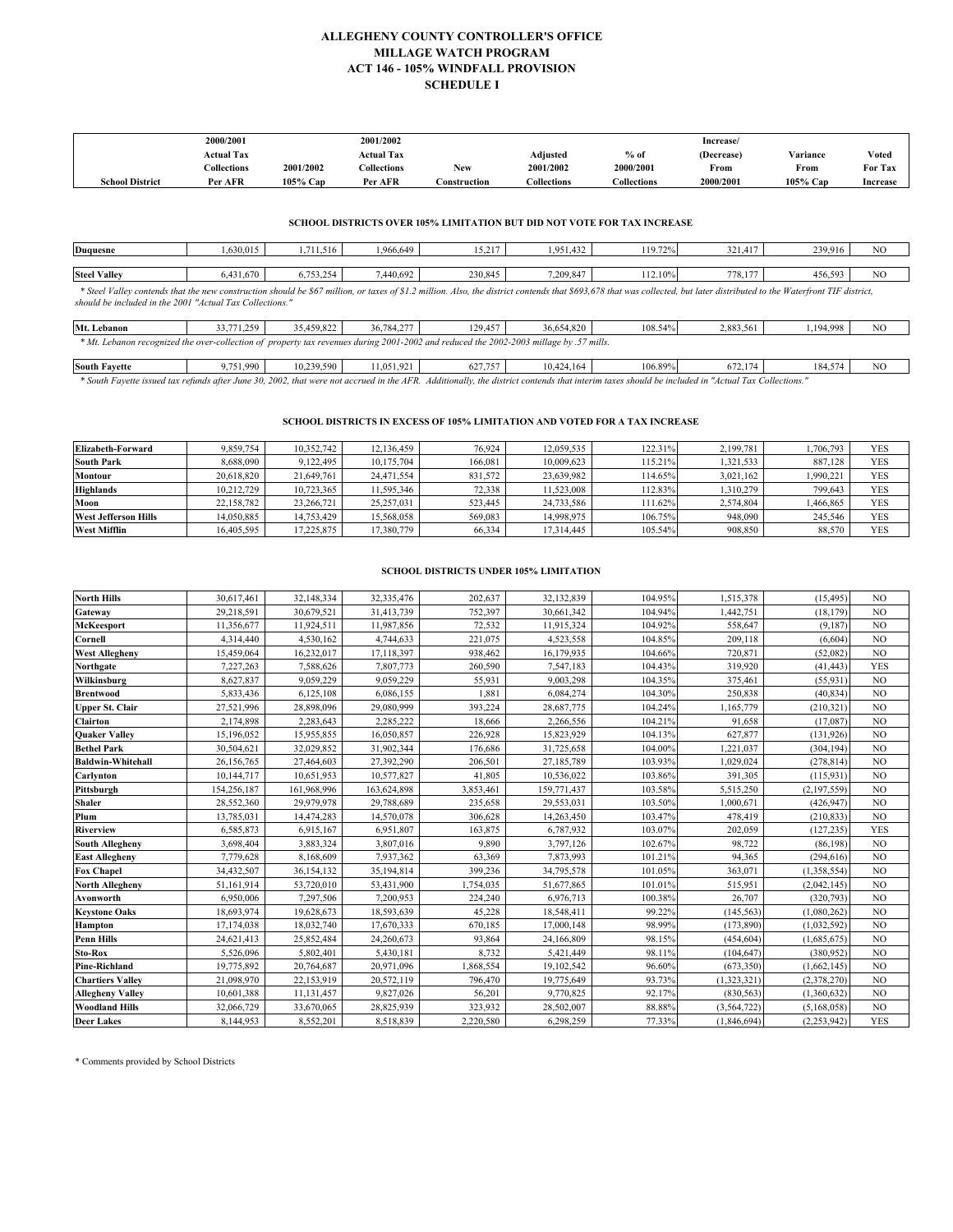# ALLEGHENY COUNTY CONTROLLER'S OFFICE
# MILLAGE WATCH PROGRAM
# ACT 146 - 105% WINDFALL PROVISION
# SCHEDULE I

| School District | 2000/2001 Actual Tax Collections Per AFR | 2001/2002 105% Cap | 2001/2002 Actual Tax Collections Per AFR | New Construction | Adjusted 2001/2002 Collections | % of 2000/2001 Collections | Increase/ (Decrease) From 2000/2001 | Variance From 105% Cap | Voted For Tax Increase |
|---|---|---|---|---|---|---|---|---|---|
| **SCHOOL DISTRICTS OVER 105% LIMITATION BUT DID NOT VOTE FOR TAX INCREASE** | | | | | | | | | |
| **Duquesne** | 1,630,015 | 1,711,516 | 1,966,649 | 15,217 | 1,951,432 | 119.72% | 321,417 | 239,916 | NO |
| **Steel Valley** | 6,431,670 | 6,753,254 | 7,440,692 | 230,845 | 7,209,847 | 112.10% | 778,177 | 456,593 | NO |
| *\* Steel Valley contends that the new construction should be $67 million, or taxes of $1.2 million. Also, the district contends that $693,678 that was collected, but later distributed to the Waterfront TIF district, should be included in the 2001 "Actual Tax Collections."* | | | | | | | | | |
| **Mt. Lebanon** | 33,771,259 | 35,459,822 | 36,784,277 | 129,457 | 36,654,820 | 108.54% | 2,883,561 | 1,194,998 | NO |
| *\* Mt. Lebanon recognized the over-collection of property tax revenues during 2001-2002 and reduced the 2002-2003 millage by .57 mills.* | | | | | | | | | |
| **South Fayette** | 9,751,990 | 10,239,590 | 11,051,921 | 627,757 | 10,424,164 | 106.89% | 672,174 | 184,574 | NO |
| *\* South Fayette issued tax refunds after June 30, 2002, that were not accrued in the AFR. Additionally, the district contends that interim taxes should be included in "Actual Tax Collections."* | | | | | | | | | |
| **SCHOOL DISTRICTS IN EXCESS OF 105% LIMITATION AND VOTED FOR A TAX INCREASE** | | | | | | | | | |
| **Elizabeth-Forward** | 9,859,754 | 10,352,742 | 12,136,459 | 76,924 | 12,059,535 | 122.31% | 2,199,781 | 1,706,793 | YES |
| **South Park** | 8,688,090 | 9,122,495 | 10,175,704 | 166,081 | 10,009,623 | 115.21% | 1,321,533 | 887,128 | YES |
| **Montour** | 20,618,820 | 21,649,761 | 24,471,554 | 831,572 | 23,639,982 | 114.65% | 3,021,162 | 1,990,221 | YES |
| **Highlands** | 10,212,729 | 10,723,365 | 11,595,346 | 72,338 | 11,523,008 | 112.83% | 1,310,279 | 799,643 | YES |
| **Moon** | 22,158,782 | 23,266,721 | 25,257,031 | 523,445 | 24,733,586 | 111.62% | 2,574,804 | 1,466,865 | YES |
| **West Jefferson Hills** | 14,050,885 | 14,753,429 | 15,568,058 | 569,083 | 14,998,975 | 106.75% | 948,090 | 245,546 | YES |
| **West Mifflin** | 16,405,595 | 17,225,875 | 17,380,779 | 66,334 | 17,314,445 | 105.54% | 908,850 | 88,570 | YES |
| **SCHOOL DISTRICTS UNDER 105% LIMITATION** | | | | | | | | | |
| **North Hills** | 30,617,461 | 32,148,334 | 32,335,476 | 202,637 | 32,132,839 | 104.95% | 1,515,378 | (15,495) | NO |
| **Gateway** | 29,218,591 | 30,679,521 | 31,413,739 | 752,397 | 30,661,342 | 104.94% | 1,442,751 | (18,179) | NO |
| **McKeesport** | 11,356,677 | 11,924,511 | 11,987,856 | 72,532 | 11,915,324 | 104.92% | 558,647 | (9,187) | NO |
| **Cornell** | 4,314,440 | 4,530,162 | 4,744,633 | 221,075 | 4,523,558 | 104.85% | 209,118 | (6,604) | NO |
| **West Allegheny** | 15,459,064 | 16,232,017 | 17,118,397 | 938,462 | 16,179,935 | 104.66% | 720,871 | (52,082) | NO |
| **Northgate** | 7,227,263 | 7,588,626 | 7,807,773 | 260,590 | 7,547,183 | 104.43% | 319,920 | (41,443) | YES |
| **Wilkinsburg** | 8,627,837 | 9,059,229 | 9,059,229 | 55,931 | 9,003,298 | 104.35% | 375,461 | (55,931) | NO |
| **Brentwood** | 5,833,436 | 6,125,108 | 6,086,155 | 1,881 | 6,084,274 | 104.30% | 250,838 | (40,834) | NO |
| **Upper St. Clair** | 27,521,996 | 28,898,096 | 29,080,999 | 393,224 | 28,687,775 | 104.24% | 1,165,779 | (210,321) | NO |
| **Clairton** | 2,174,898 | 2,283,643 | 2,285,222 | 18,666 | 2,266,556 | 104.21% | 91,658 | (17,087) | NO |
| **Quaker Valley** | 15,196,052 | 15,955,855 | 16,050,857 | 226,928 | 15,823,929 | 104.13% | 627,877 | (131,926) | NO |
| **Bethel Park** | 30,504,621 | 32,029,852 | 31,902,344 | 176,686 | 31,725,658 | 104.00% | 1,221,037 | (304,194) | NO |
| **Baldwin-Whitehall** | 26,156,765 | 27,464,603 | 27,392,290 | 206,501 | 27,185,789 | 103.93% | 1,029,024 | (278,814) | NO |
| **Carlynton** | 10,144,717 | 10,651,953 | 10,577,827 | 41,805 | 10,536,022 | 103.86% | 391,305 | (115,931) | NO |
| **Pittsburgh** | 154,256,187 | 161,968,996 | 163,624,898 | 3,853,461 | 159,771,437 | 103.58% | 5,515,250 | (2,197,559) | NO |
| **Shaler** | 28,552,360 | 29,979,978 | 29,788,689 | 235,658 | 29,553,031 | 103.50% | 1,000,671 | (426,947) | NO |
| **Plum** | 13,785,031 | 14,474,283 | 14,570,078 | 306,628 | 14,263,450 | 103.47% | 478,419 | (210,833) | NO |
| **Riverview** | 6,585,873 | 6,915,167 | 6,951,807 | 163,875 | 6,787,932 | 103.07% | 202,059 | (127,235) | YES |
| **South Allegheny** | 3,698,404 | 3,883,324 | 3,807,016 | 9,890 | 3,797,126 | 102.67% | 98,722 | (86,198) | NO |
| **East Allegheny** | 7,779,628 | 8,168,609 | 7,937,362 | 63,369 | 7,873,993 | 101.21% | 94,365 | (294,616) | NO |
| **Fox Chapel** | 34,432,507 | 36,154,132 | 35,194,814 | 399,236 | 34,795,578 | 101.05% | 363,071 | (1,358,554) | NO |
| **North Allegheny** | 51,161,914 | 53,720,010 | 53,431,900 | 1,754,035 | 51,677,865 | 101.01% | 515,951 | (2,042,145) | NO |
| **Avonworth** | 6,950,006 | 7,297,506 | 7,200,953 | 224,240 | 6,976,713 | 100.38% | 26,707 | (320,793) | NO |
| **Keystone Oaks** | 18,693,974 | 19,628,673 | 18,593,639 | 45,228 | 18,548,411 | 99.22% | (145,563) | (1,080,262) | NO |
| **Hampton** | 17,174,038 | 18,032,740 | 17,670,333 | 670,185 | 17,000,148 | 98.99% | (173,890) | (1,032,592) | NO |
| **Penn Hills** | 24,621,413 | 25,852,484 | 24,260,673 | 93,864 | 24,166,809 | 98.15% | (454,604) | (1,685,675) | NO |
| **Sto-Rox** | 5,526,096 | 5,802,401 | 5,430,181 | 8,732 | 5,421,449 | 98.11% | (104,647) | (380,952) | NO |
| **Pine-Richland** | 19,775,892 | 20,764,687 | 20,971,096 | 1,868,554 | 19,102,542 | 96.60% | (673,350) | (1,662,145) | NO |
| **Chartiers Valley** | 21,098,970 | 22,153,919 | 20,572,119 | 796,470 | 19,775,649 | 93.73% | (1,323,321) | (2,378,270) | NO |
| **Allegheny Valley** | 10,601,388 | 11,131,457 | 9,827,026 | 56,201 | 9,770,825 | 92.17% | (830,563) | (1,360,632) | NO |
| **Woodland Hills** | 32,066,729 | 33,670,065 | 28,825,939 | 323,932 | 28,502,007 | 88.88% | (3,564,722) | (5,168,058) | NO |
| **Deer Lakes** | 8,144,953 | 8,552,201 | 8,518,839 | 2,220,580 | 6,298,259 | 77.33% | (1,846,694) | (2,253,942) | YES |

\* Comments provided by School Districts